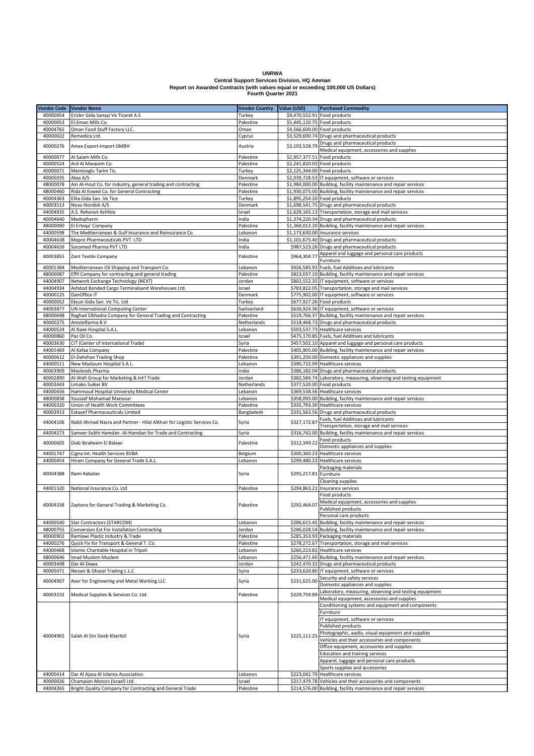# UNRWA

## Central Support Services Division, HQ Amman

## Report on Awarded Contracts (with values equal or exceeding 100,000 US Dollars)

## Fourth Quarter 2021

| Vendor Code | Vendor Name | Vendor Country | Value (USD) | Purchased Commodity |
|---|---|---|---|---|
| 40000054 | Erisler Gida Sanayi Ve Ticaret A.S | Turkey | $9,470,552.91 | Food products |
| 40000053 | El-Eman Mills Co. | Palestine | $5,445,120.75 | Food products |
| 40004765 | Oman Food Stuff Factory LLC. | Oman | $4,566,600.00 | Food products |
| 40000022 | Remedica Ltd. | Cyprus | $3,529,690.74 | Drugs and pharmaceutical products |
| 40000276 | Amex Export-Import GMBH | Austria | $3,103,528.79 | Drugs and pharmaceutical products |
| | | | | Medical equipment, accessories and supplies |
| 40000077 | Al Salam Mills Co. | Palestine | $2,957,377.51 | Food products |
| 40000524 | Ard Al Mwasem Co. | Palestine | $2,241,820.03 | Food products |
| 40000071 | Memisoglu Tarim Tic. | Turkey | $2,125,344.00 | Food products |
| 40005035 | Atea A/S | Denmark | $2,039,728.53 | IT equipment, software or services |
| 48000078 | Ain Al-Hout Co. for industry, general trading and contracting | Palestine | $1,984,000.00 | Building, facility maintenance and repair services |
| 48000460 | Rida Al Eswed Co. for General Contracting | Palestine | $1,930,075.00 | Building, facility maintenance and repair services |
| 40004363 | Elita Gida San. Ve Tice | Turkey | $1,895,254.20 | Food products |
| 40003513 | Novo-Nordisk A/S | Denmark | $1,698,541.75 | Drugs and pharmaceutical products |
| 44004935 | A.S. Rehenot Ashfela | Israel | $1,629,165.13 | Transportation, storage and mail services |
| 40004640 | Medopharm | India | $1,374,220.34 | Drugs and pharmaceutical products |
| 48000090 | El Erteqa' Company | Palestine | $1,369,012.20 | Building, facility maintenance and repair services |
| 44000598 | The Mediterranean & Gulf Insurance and Reinsurance Co. | Lebanon | $1,173,630.00 | Insurance services |
| 40004638 | Mepro Pharmaceuticals PVT. LTD | India | $1,101,675.40 | Drugs and pharmaceutical products |
| 40004639 | Socomed Pharma PVT LTD | India | $987,523.26 | Drugs and pharmaceutical products |
| 40003855 | Zant Textile Company | Palestine | $964,304.77 | Apparel and luggage and personal care products |
| | | | | Furniture |
| 40001384 | Mediterranean Oil Shipping and Transport Co. | Lebanon | $926,585.92 | Fuels, fuel Additives and lubricants |
| 48000087 | Effil Company for contracting and general trading | Palestine | $823,037.10 | Building, facility maintenance and repair services |
| 44004907 | Network Exchange Technology (NEXT) | Jordan | $802,552.35 | IT equipment, software or services |
| 44004934 | Ashdod Bonded Cargo Terminalsand Warehouses Ltd. | Israel | $783,822.05 | Transportation, storage and mail services |
| 40000125 | DanOffice IT | Denmark | $775,902.00 | IT equipment, software or services |
| 40000052 | Eksun Gida San. Ve Tic. Ltd | Turkey | $677,927.26 | Food products |
| 44003877 | UN International Computing Center | Switzerland | $636,924.36 | IT equipment, software or services |
| 48000648 | Raghad Elkhadra Company for General Trading and Contracting | Palestine | $519,766.37 | Building, facility maintenance and repair services |
| 40000275 | Amstelfarma B.V | Netherlands | $518,468.73 | Drugs and pharmaceutical products |
| 44000524 | Al Raee Hospital S.A.L. | Lebanon | $503,537.73 | Healthcare services |
| 40000860 | Paz Oil Co. | Israel | $475,170.85 | Fuels, fuel Additives and lubricants |
| 40003630 | CIT (Center of International Trade) | Syria | $457,502.10 | Apparel and luggage and personal care products |
| 44001469 | Al Kafaa Company | Palestine | $405,905.00 | Building, facility maintenance and repair services |
| 40000612 | El-Dahshan Trading Shop | Palestine | $391,250.00 | Domestic appliances and supplies |
| 44000511 | New Mazloum Hospital S.A.L. | Lebanon | $390,722.99 | Healthcare services |
| 40003909 | Macleods Pharma | India | $386,182.04 | Drugs and pharmaceutical products |
| 40002890 | Al-Wafi Group for Marketing & Int'l Trade | Jordan | $382,584.74 | Laboratory, measuring, observing and testing equipment |
| 40003443 | Limako Suiker BV | Netherlands | $377,520.00 | Food products |
| 44000456 | Hammoud Hospital University Medical Center | Lebanon | $369,538.56 | Healthcare services |
| 48000838 | Youssef Mohamad Mansour | Lebanon | $358,093.00 | Building, facility maintenance and repair services |
| 44000320 | Union of Health Work Committees | Palestine | $335,793.30 | Healthcare services |
| 40003913 | Eskayef Pharmaceuticals Limited | Bangladesh | $331,563.56 | Drugs and pharmaceutical products |
| 44004106 | Nabil Ahmad Nasra and Partner - Hilal AlKhair for Logistic Services Co. | Syria | $327,172.87 | Fuels, fuel Additives and lubricants |
| | | | | Transportation, storage and mail services |
| 44004273 | Sameer Subhi Hamdan -Al-Hamdan for Trade and Contracting | Syria | $316,742.00 | Building, facility maintenance and repair services |
| 40000605 | Diab Ibraheem El Balawi | Palestine | $312,349.22 | Food products |
| | | | | Domestic appliances and supplies |
| 44001747 | Cigna Int. Health Services BVBA | Belgium | $300,360.23 | Healthcare services |
| 44000454 | Hiram Company for General Trade S.A.L. | Lebanon | $299,480.23 | Healthcare services |
| 40004388 | Rami Kabalan | Syria | $295,217.81 | Packaging materials |
| | | | | Furniture |
| | | | | Cleaning supplies |
| 44001320 | National Insurance Co. Ltd | Palestine | $294,863.21 | Insurance services |
| 40004338 | Zaytona for General Trading & Marketing Co. | Palestine | $292,464.07 | Food products |
| | | | | Medical equipment, accessories and supplies |
| | | | | Published products |
| | | | | Personal care products |
| 44000540 | Star Contractors (STARCOM) | Lebanon | $286,615.45 | Building, facility maintenance and repair services |
| 48000755 | Conversion Est For Installation Contracting | Jordan | $286,028.54 | Building, facility maintenance and repair services |
| 40000902 | Ramlawi Plastic Industry & Trade | Palestine | $285,353.93 | Packaging materials |
| 44000276 | Quick Fix for Transport & General T. Co. | Palestine | $278,272.67 | Transportation, storage and mail services |
| 44000468 | Islamic Charitable Hospital in Tripoli | Lebanon | $260,223.82 | Healthcare services |
| 48000646 | Imad Muslem Muslem | Lebanon | $256,471.60 | Building, facility maintenance and repair services |
| 40003498 | Dar Al-Dawa | Jordan | $242,470.32 | Drugs and pharmaceutical products |
| 40005071 | Nesser & Ghazal Trading L.L.C | Syria | $233,620.80 | IT equipment, software or services |
| 40004907 | Axor for Engineering and Metal Working LLC | Syria | $231,625.00 | Security and safety services |
| | | | | Domestic appliances and supplies |
| 40003232 | Medical Supplies & Services Co. Ltd. | Palestine | $229,759.89 | Laboratory, measuring, observing and testing equipment |
| | | | | Medical equipment, accessories and supplies |
| 40004965 | Salah Al Din Deeb Khartbil | Syria | $225,111.25 | Conditioning systems and equipment and components |
| | | | | Furniture |
| | | | | IT equipment, software or services |
| | | | | Published products |
| | | | | Photographic, audio, visual equipment and supplies |
| | | | | Vehicles and their accessories and components |
| | | | | Office equipment, accessories and supplies |
| | | | | Education and training services |
| | | | | Apparel, luggage and personal care products |
| | | | | Sports supplies and accessories |
| 44000414 | Dar Al Ajaza Al Islamia Association | Lebanon | $223,042.79 | Healthcare services |
| 40000026 | Champion Motors (Israel) Ltd. | Israel | $217,479.78 | Vehicles and their accessories and components |
| 44004265 | Bright Quality Company for Contracting and General Trade | Palestine | $214,576.00 | Building, facility maintenance and repair services |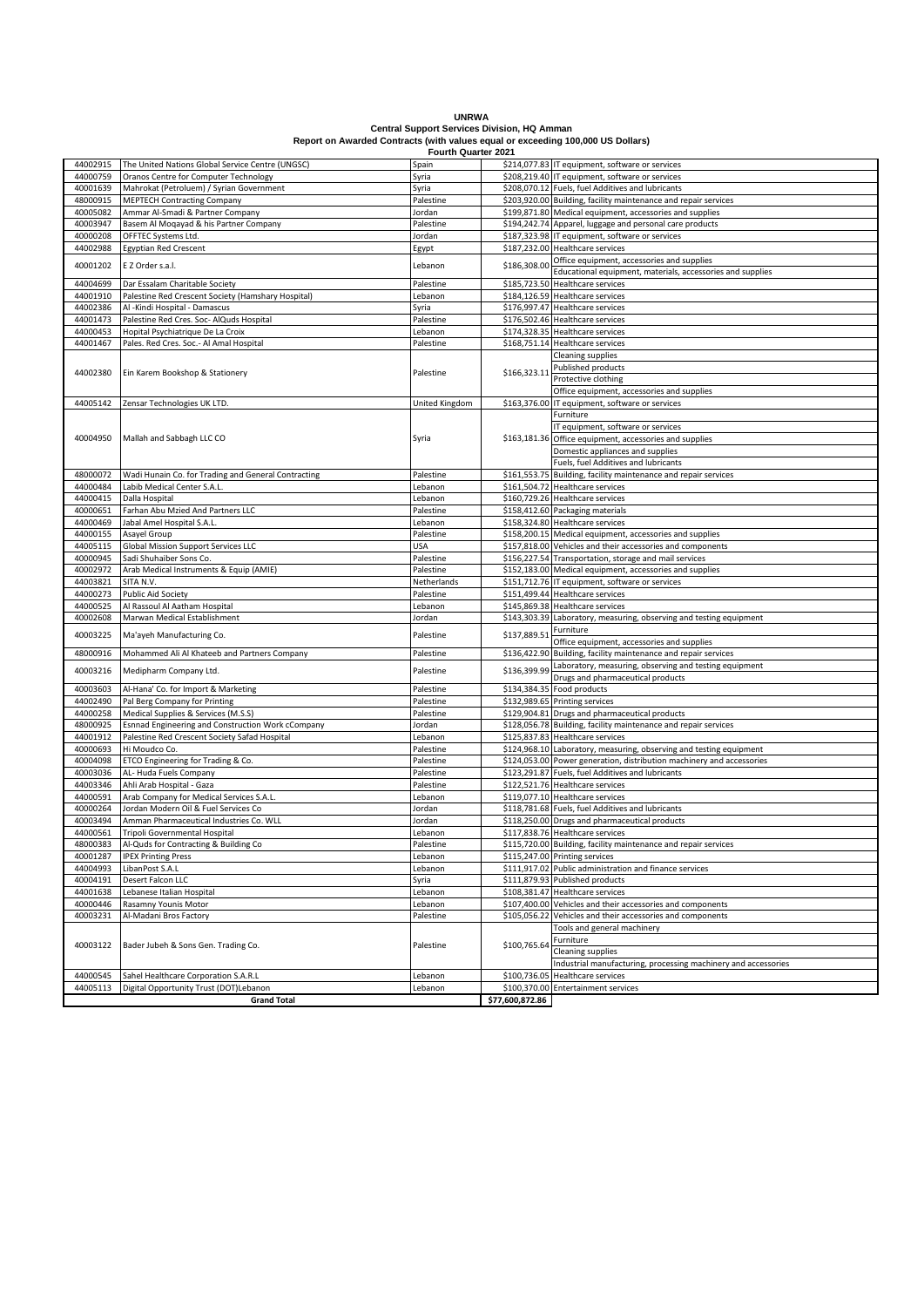**UNRWA**
**Central Support Services Division, HQ Amman**
**Report on Awarded Contracts (with values equal or exceeding 100,000 US Dollars)**
**Fourth Quarter 2021**

| | | | | |
|---|---|---|---|---|
| 44002915 | The United Nations Global Service Centre (UNGSC) | Spain | $214,077.83 | IT equipment, software or services |
| 44000759 | Oranos Centre for Computer Technology | Syria | $208,219.40 | IT equipment, software or services |
| 40001639 | Mahrokat (Petroluem) / Syrian Government | Syria | $208,070.12 | Fuels, fuel Additives and lubricants |
| 48000915 | MEPTECH Contracting Company | Palestine | $203,920.00 | Building, facility maintenance and repair services |
| 40005082 | Ammar Al-Smadi & Partner Company | Jordan | $199,871.80 | Medical equipment, accessories and supplies |
| 40003947 | Basem Al Moqayad & his Partner Company | Palestine | $194,242.74 | Apparel, luggage and personal care products |
| 40000208 | OFFTEC Systems Ltd. | Jordan | $187,323.98 | IT equipment, software or services |
| 44002988 | Egyptian Red Crescent | Egypt | $187,232.00 | Healthcare services |
| 40001202 | E Z Order s.a.l. | Lebanon | $186,308.00 | Office equipment, accessories and supplies |
| | | | | Educational equipment, materials, accessories and supplies |
| 44004699 | Dar Essalam Charitable Society | Palestine | $185,723.50 | Healthcare services |
| 44001910 | Palestine Red Crescent Society (Hamshary Hospital) | Lebanon | $184,126.59 | Healthcare services |
| 44002386 | Al -Kindi Hospital - Damascus | Syria | $176,997.47 | Healthcare services |
| 44001473 | Palestine Red Cres. Soc- AlQuds Hospital | Palestine | $176,502.46 | Healthcare services |
| 44000453 | Hopital Psychiatrique De La Croix | Lebanon | $174,328.35 | Healthcare services |
| 44001467 | Pales. Red Cres. Soc.- Al Amal Hospital | Palestine | $168,751.14 | Healthcare services |
| 44002380 | Ein Karem Bookshop & Stationery | Palestine | $166,323.11 | Cleaning supplies |
| | | | | Published products |
| | | | | Protective clothing |
| | | | | Office equipment, accessories and supplies |
| 44005142 | Zensar Technologies UK LTD. | United Kingdom | $163,376.00 | IT equipment, software or services |
| 40004950 | Mallah and Sabbagh LLC CO | Syria | $163,181.36 | Furniture |
| | | | | IT equipment, software or services |
| | | | | Office equipment, accessories and supplies |
| | | | | Domestic appliances and supplies |
| | | | | Fuels, fuel Additives and lubricants |
| 48000072 | Wadi Hunain Co. for Trading and General Contracting | Palestine | $161,553.75 | Building, facility maintenance and repair services |
| 44000484 | Labib Medical Center S.A.L. | Lebanon | $161,504.72 | Healthcare services |
| 44000415 | Dalla Hospital | Lebanon | $160,729.26 | Healthcare services |
| 40000651 | Farhan Abu Mzied And Partners LLC | Palestine | $158,412.60 | Packaging materials |
| 44000469 | Jabal Amel Hospital S.A.L. | Lebanon | $158,324.80 | Healthcare services |
| 44000155 | Asayel Group | Palestine | $158,200.15 | Medical equipment, accessories and supplies |
| 44005115 | Global Mission Support Services LLC | USA | $157,818.00 | Vehicles and their accessories and components |
| 40000945 | Sadi Shuhaiber Sons Co. | Palestine | $156,227.54 | Transportation, storage and mail services |
| 40002972 | Arab Medical Instruments & Equip (AMIE) | Palestine | $152,183.00 | Medical equipment, accessories and supplies |
| 44003821 | SITA N.V. | Netherlands | $151,712.76 | IT equipment, software or services |
| 44000273 | Public Aid Society | Palestine | $151,499.44 | Healthcare services |
| 44000525 | Al Rassoul Al Aatham Hospital | Lebanon | $145,869.38 | Healthcare services |
| 40002608 | Marwan Medical Establishment | Jordan | $143,303.39 | Laboratory, measuring, observing and testing equipment |
| 40003225 | Ma'ayeh Manufacturing Co. | Palestine | $137,889.51 | Furniture |
| | | | | Office equipment, accessories and supplies |
| 48000916 | Mohammed Ali Al Khateeb and Partners Company | Palestine | $136,422.90 | Building, facility maintenance and repair services |
| 40003216 | Medipharm Company Ltd. | Palestine | $136,399.99 | Laboratory, measuring, observing and testing equipment |
| | | | | Drugs and pharmaceutical products |
| 40003603 | Al-Hana' Co. for Import & Marketing | Palestine | $134,384.35 | Food products |
| 44002490 | Pal Berg Company for Printing | Palestine | $132,989.65 | Printing services |
| 40000258 | Medical Supplies & Services (M.S.S) | Palestine | $129,904.81 | Drugs and pharmaceutical products |
| 48000925 | Esnnad Engineering and Construction Work cCompany | Jordan | $128,056.78 | Building, facility maintenance and repair services |
| 44001912 | Palestine Red Crescent Society Safad Hospital | Lebanon | $125,837.83 | Healthcare services |
| 40000693 | Hi Moudco Co. | Palestine | $124,968.10 | Laboratory, measuring, observing and testing equipment |
| 40004098 | ETCO Engineering for Trading & Co. | Palestine | $124,053.00 | Power generation, distribution machinery and accessories |
| 40003036 | AL- Huda Fuels Company | Palestine | $123,291.87 | Fuels, fuel Additives and lubricants |
| 44003346 | Ahli Arab Hospital - Gaza | Palestine | $122,521.76 | Healthcare services |
| 44000591 | Arab Company for Medical Services S.A.L. | Lebanon | $119,077.10 | Healthcare services |
| 40000264 | Jordan Modern Oil & Fuel Services Co | Jordan | $118,781.68 | Fuels, fuel Additives and lubricants |
| 40003494 | Amman Pharmaceutical Industries Co. WLL | Jordan | $118,250.00 | Drugs and pharmaceutical products |
| 44000561 | Tripoli Governmental Hospital | Lebanon | $117,838.76 | Healthcare services |
| 48000383 | Al-Quds for Contracting & Building Co | Palestine | $115,720.00 | Building, facility maintenance and repair services |
| 40001287 | IPEX Printing Press | Lebanon | $115,247.00 | Printing services |
| 44004993 | LibanPost S.A.L | Lebanon | $111,917.02 | Public administration and finance services |
| 40004191 | Desert Falcon LLC | Syria | $111,879.93 | Published products |
| 44001638 | Lebanese Italian Hospital | Lebanon | $108,381.47 | Healthcare services |
| 40000446 | Rasamny Younis Motor | Lebanon | $107,400.00 | Vehicles and their accessories and components |
| 40003231 | Al-Madani Bros Factory | Palestine | $105,056.22 | Vehicles and their accessories and components |
| 40003122 | Bader Jubeh & Sons Gen. Trading Co. | Palestine | $100,765.64 | Tools and general machinery |
| | | | | Furniture |
| | | | | Cleaning supplies |
| | | | | Industrial manufacturing, processing machinery and accessories |
| 44000545 | Sahel Healthcare Corporation S.A.R.L | Lebanon | $100,736.05 | Healthcare services |
| 44005113 | Digital Opportunity Trust (DOT)Lebanon | Lebanon | $100,370.00 | Entertainment services |
| **Grand Total** | | | **$77,600,872.86** | |